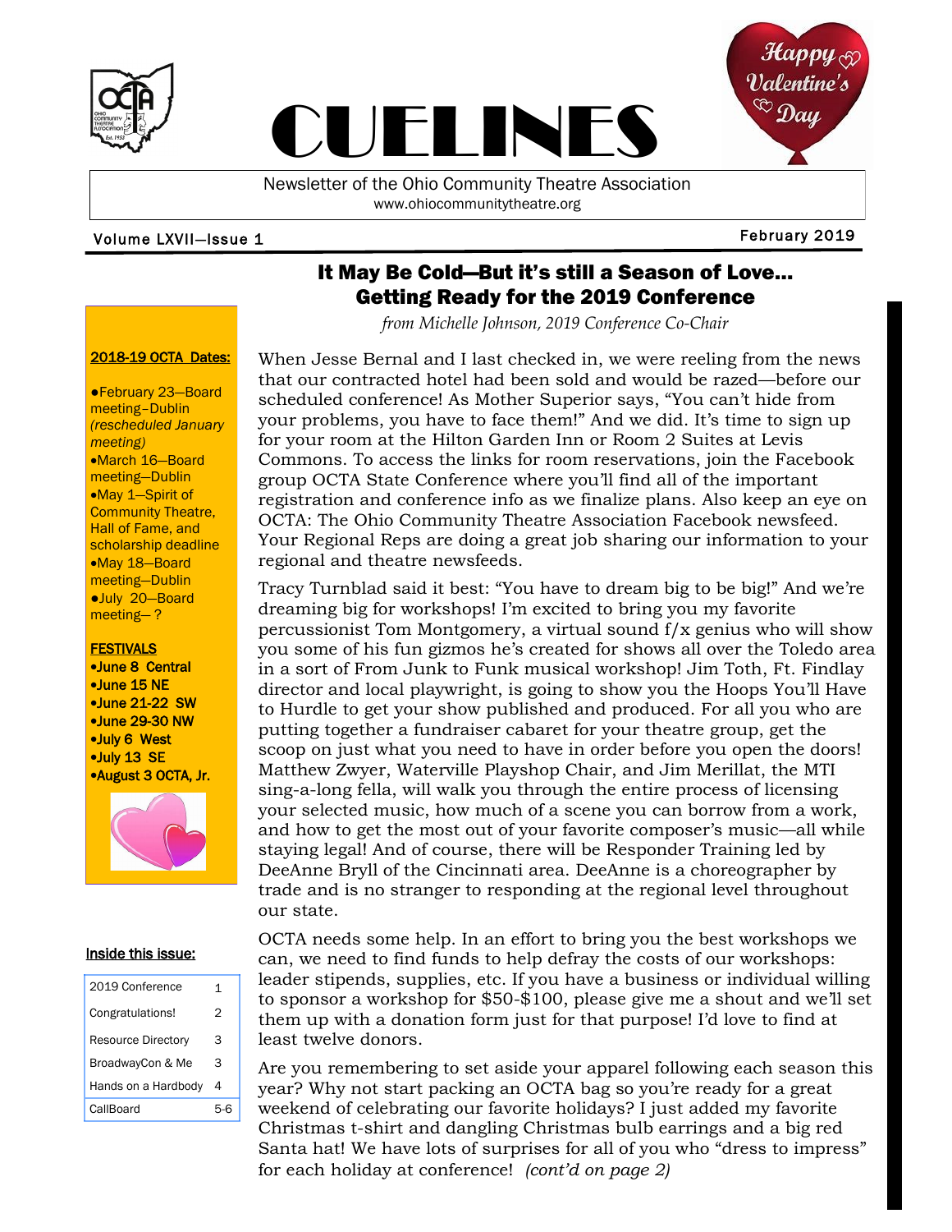# CUELINES

Newsletter of the Ohio Community Theatre Association
www.ohiocommunitytheatre.org

Volume LXVII—Issue 1 | February 2019

Happy Valentine's Day

**2018-19 OCTA Dates:**

- February 23—Board meeting–Dublin *(rescheduled January meeting)*
- March 16—Board meeting—Dublin
- May 1—Spirit of Community Theatre, Hall of Fame, and scholarship deadline
- May 18—Board meeting—Dublin
- July 20—Board meeting– ?

**FESTIVALS**

- **June 8 Central**
- **June 15 NE**
- **June 21-22 SW**
- **June 29-30 NW**
- **July 6 West**
- **July 13 SE**
- **August 3 OCTA, Jr.**

**Inside this issue:**

| | |
|---|---|
| 2019 Conference | 1 |
| Congratulations! | 2 |
| Resource Directory | 3 |
| BroadwayCon & Me | 3 |
| Hands on a Hardbody | 4 |
| CallBoard | 5-6 |

## It May Be Cold—But it's still a Season of Love… Getting Ready for the 2019 Conference

*from Michelle Johnson, 2019 Conference Co-Chair*

When Jesse Bernal and I last checked in, we were reeling from the news that our contracted hotel had been sold and would be razed—before our scheduled conference! As Mother Superior says, "You can't hide from your problems, you have to face them!" And we did. It's time to sign up for your room at the Hilton Garden Inn or Room 2 Suites at Levis Commons. To access the links for room reservations, join the Facebook group OCTA State Conference where you'll find all of the important registration and conference info as we finalize plans. Also keep an eye on OCTA: The Ohio Community Theatre Association Facebook newsfeed. Your Regional Reps are doing a great job sharing our information to your regional and theatre newsfeeds.

Tracy Turnblad said it best: "You have to dream big to be big!" And we're dreaming big for workshops! I'm excited to bring you my favorite percussionist Tom Montgomery, a virtual sound f/x genius who will show you some of his fun gizmos he's created for shows all over the Toledo area in a sort of From Junk to Funk musical workshop! Jim Toth, Ft. Findlay director and local playwright, is going to show you the Hoops You'll Have to Hurdle to get your show published and produced. For all you who are putting together a fundraiser cabaret for your theatre group, get the scoop on just what you need to have in order before you open the doors! Matthew Zwyer, Waterville Playshop Chair, and Jim Merillat, the MTI sing-a-long fella, will walk you through the entire process of licensing your selected music, how much of a scene you can borrow from a work, and how to get the most out of your favorite composer's music—all while staying legal! And of course, there will be Responder Training led by DeeAnne Bryll of the Cincinnati area. DeeAnne is a choreographer by trade and is no stranger to responding at the regional level throughout our state.

OCTA needs some help. In an effort to bring you the best workshops we can, we need to find funds to help defray the costs of our workshops: leader stipends, supplies, etc. If you have a business or individual willing to sponsor a workshop for $50-$100, please give me a shout and we'll set them up with a donation form just for that purpose! I'd love to find at least twelve donors.

Are you remembering to set aside your apparel following each season this year? Why not start packing an OCTA bag so you're ready for a great weekend of celebrating our favorite holidays? I just added my favorite Christmas t-shirt and dangling Christmas bulb earrings and a big red Santa hat! We have lots of surprises for all of you who "dress to impress" for each holiday at conference! *(cont'd on page 2)*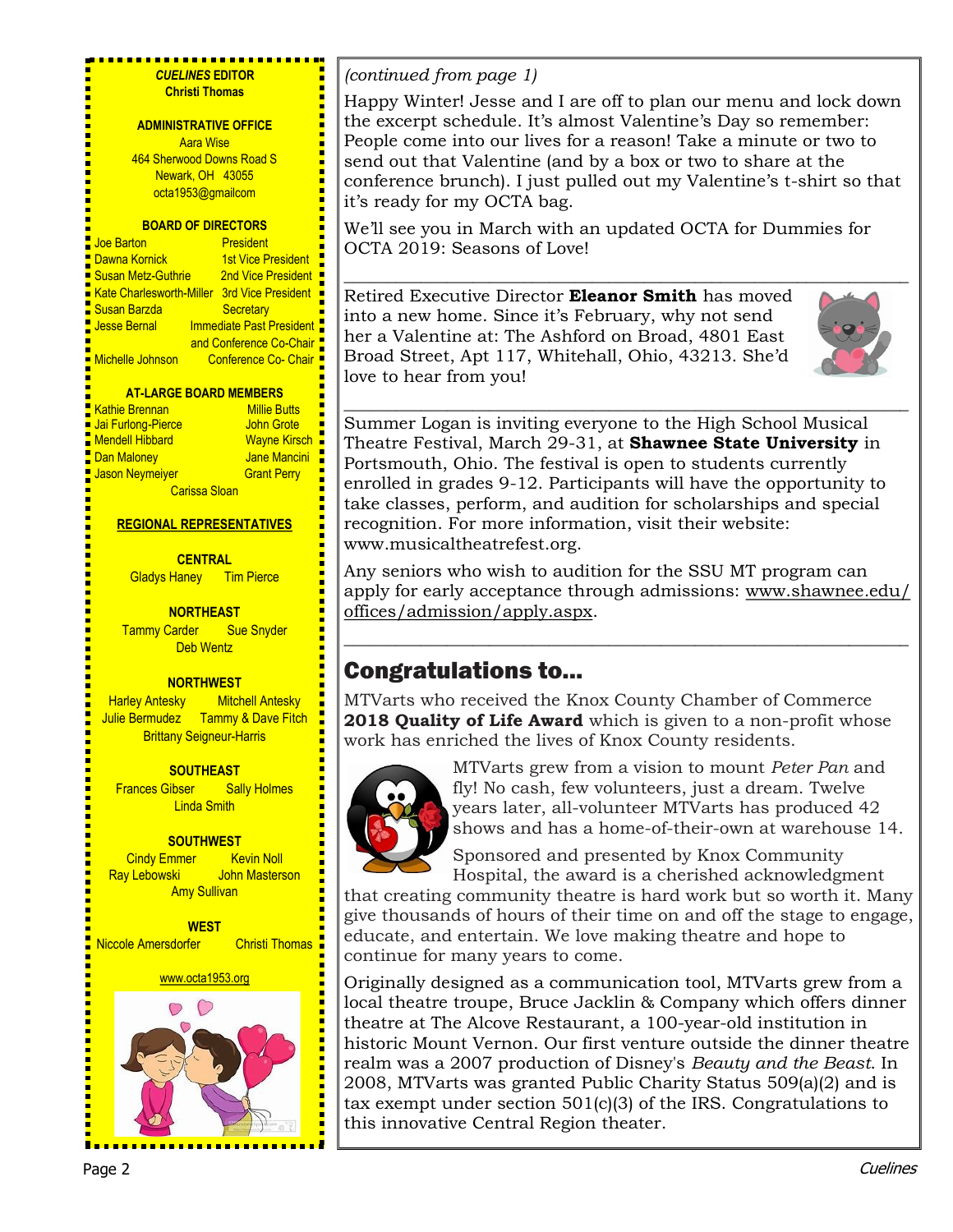***CUELINES* EDITOR**
**Christi Thomas**

**ADMINISTRATIVE OFFICE**
Aara Wise
464 Sherwood Downs Road S
Newark, OH 43055
octa1953@gmailcom

**BOARD OF DIRECTORS**

| | |
|---|---|
| Joe Barton | President |
| Dawna Kornick | 1st Vice President |
| Susan Metz-Guthrie | 2nd Vice President |
| Kate Charlesworth-Miller | 3rd Vice President |
| Susan Barzda | Secretary |
| Jesse Bernal | Immediate Past President and Conference Co-Chair |
| Michelle Johnson | Conference Co- Chair |

**AT-LARGE BOARD MEMBERS**

Kathie Brennan, Millie Butts, Jai Furlong-Pierce, John Grote, Mendell Hibbard, Wayne Kirsch, Dan Maloney, Jane Mancini, Jason Neymeiyer, Grant Perry, Carissa Sloan

**REGIONAL REPRESENTATIVES**

**CENTRAL**
Gladys Haney, Tim Pierce

**NORTHEAST**
Tammy Carder, Sue Snyder, Deb Wentz

**NORTHWEST**
Harley Antesky, Mitchell Antesky, Julie Bermudez, Tammy & Dave Fitch, Brittany Seigneur-Harris

**SOUTHEAST**
Frances Gibser, Sally Holmes, Linda Smith

**SOUTHWEST**
Cindy Emmer, Kevin Noll, Ray Lebowski, John Masterson, Amy Sullivan

**WEST**
Niccole Amersdorfer, Christi Thomas

www.octa1953.org

*(continued from page 1)*

Happy Winter! Jesse and I are off to plan our menu and lock down the excerpt schedule. It's almost Valentine's Day so remember: People come into our lives for a reason! Take a minute or two to send out that Valentine (and by a box or two to share at the conference brunch). I just pulled out my Valentine's t-shirt so that it's ready for my OCTA bag.

We'll see you in March with an updated OCTA for Dummies for OCTA 2019: Seasons of Love!

---

Retired Executive Director **Eleanor Smith** has moved into a new home. Since it's February, why not send her a Valentine at: The Ashford on Broad, 4801 East Broad Street, Apt 117, Whitehall, Ohio, 43213. She'd love to hear from you!

---

Summer Logan is inviting everyone to the High School Musical Theatre Festival, March 29-31, at **Shawnee State University** in Portsmouth, Ohio. The festival is open to students currently enrolled in grades 9-12. Participants will have the opportunity to take classes, perform, and audition for scholarships and special recognition. For more information, visit their website: www.musicaltheatrefest.org.

Any seniors who wish to audition for the SSU MT program can apply for early acceptance through admissions: www.shawnee.edu/offices/admission/apply.aspx.

---

## Congratulations to…

MTVarts who received the Knox County Chamber of Commerce **2018 Quality of Life Award** which is given to a non-profit whose work has enriched the lives of Knox County residents.

MTVarts grew from a vision to mount *Peter Pan* and fly! No cash, few volunteers, just a dream. Twelve years later, all-volunteer MTVarts has produced 42 shows and has a home-of-their-own at warehouse 14.

Sponsored and presented by Knox Community Hospital, the award is a cherished acknowledgment that creating community theatre is hard work but so worth it. Many give thousands of hours of their time on and off the stage to engage, educate, and entertain. We love making theatre and hope to continue for many years to come.

Originally designed as a communication tool, MTVarts grew from a local theatre troupe, Bruce Jacklin & Company which offers dinner theatre at The Alcove Restaurant, a 100-year-old institution in historic Mount Vernon. Our first venture outside the dinner theatre realm was a 2007 production of Disney's *Beauty and the Beast*. In 2008, MTVarts was granted Public Charity Status 509(a)(2) and is tax exempt under section 501(c)(3) of the IRS. Congratulations to this innovative Central Region theater.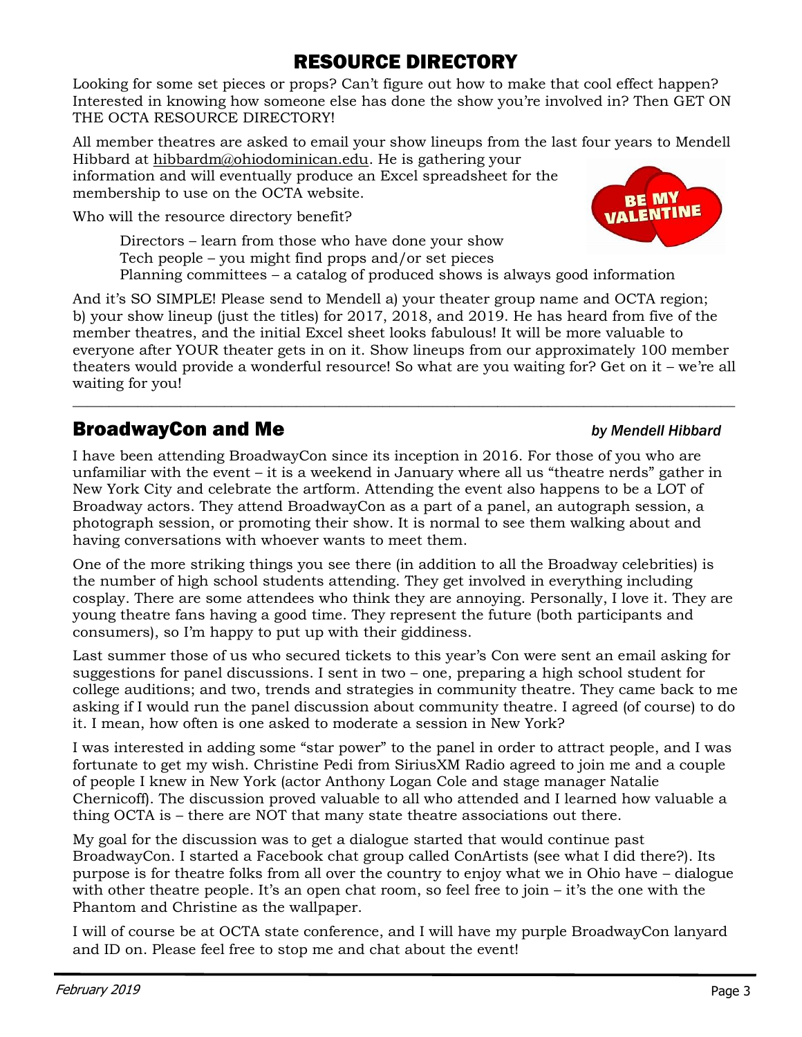## RESOURCE DIRECTORY

Looking for some set pieces or props? Can't figure out how to make that cool effect happen? Interested in knowing how someone else has done the show you're involved in? Then GET ON THE OCTA RESOURCE DIRECTORY!

All member theatres are asked to email your show lineups from the last four years to Mendell Hibbard at hibbardm@ohiodominican.edu. He is gathering your information and will eventually produce an Excel spreadsheet for the membership to use on the OCTA website.

Who will the resource directory benefit?

> Directors – learn from those who have done your show
> Tech people – you might find props and/or set pieces
> Planning committees – a catalog of produced shows is always good information

And it's SO SIMPLE! Please send to Mendell a) your theater group name and OCTA region; b) your show lineup (just the titles) for 2017, 2018, and 2019. He has heard from five of the member theatres, and the initial Excel sheet looks fabulous! It will be more valuable to everyone after YOUR theater gets in on it. Show lineups from our approximately 100 member theaters would provide a wonderful resource! So what are you waiting for? Get on it – we're all waiting for you!

---

## BroadwayCon and Me

***by Mendell Hibbard***

I have been attending BroadwayCon since its inception in 2016. For those of you who are unfamiliar with the event – it is a weekend in January where all us "theatre nerds" gather in New York City and celebrate the artform. Attending the event also happens to be a LOT of Broadway actors. They attend BroadwayCon as a part of a panel, an autograph session, a photograph session, or promoting their show. It is normal to see them walking about and having conversations with whoever wants to meet them.

One of the more striking things you see there (in addition to all the Broadway celebrities) is the number of high school students attending. They get involved in everything including cosplay. There are some attendees who think they are annoying. Personally, I love it. They are young theatre fans having a good time. They represent the future (both participants and consumers), so I'm happy to put up with their giddiness.

Last summer those of us who secured tickets to this year's Con were sent an email asking for suggestions for panel discussions. I sent in two – one, preparing a high school student for college auditions; and two, trends and strategies in community theatre. They came back to me asking if I would run the panel discussion about community theatre. I agreed (of course) to do it. I mean, how often is one asked to moderate a session in New York?

I was interested in adding some "star power" to the panel in order to attract people, and I was fortunate to get my wish. Christine Pedi from SiriusXM Radio agreed to join me and a couple of people I knew in New York (actor Anthony Logan Cole and stage manager Natalie Chernicoff). The discussion proved valuable to all who attended and I learned how valuable a thing OCTA is – there are NOT that many state theatre associations out there.

My goal for the discussion was to get a dialogue started that would continue past BroadwayCon. I started a Facebook chat group called ConArtists (see what I did there?). Its purpose is for theatre folks from all over the country to enjoy what we in Ohio have – dialogue with other theatre people. It's an open chat room, so feel free to join – it's the one with the Phantom and Christine as the wallpaper.

I will of course be at OCTA state conference, and I will have my purple BroadwayCon lanyard and ID on. Please feel free to stop me and chat about the event!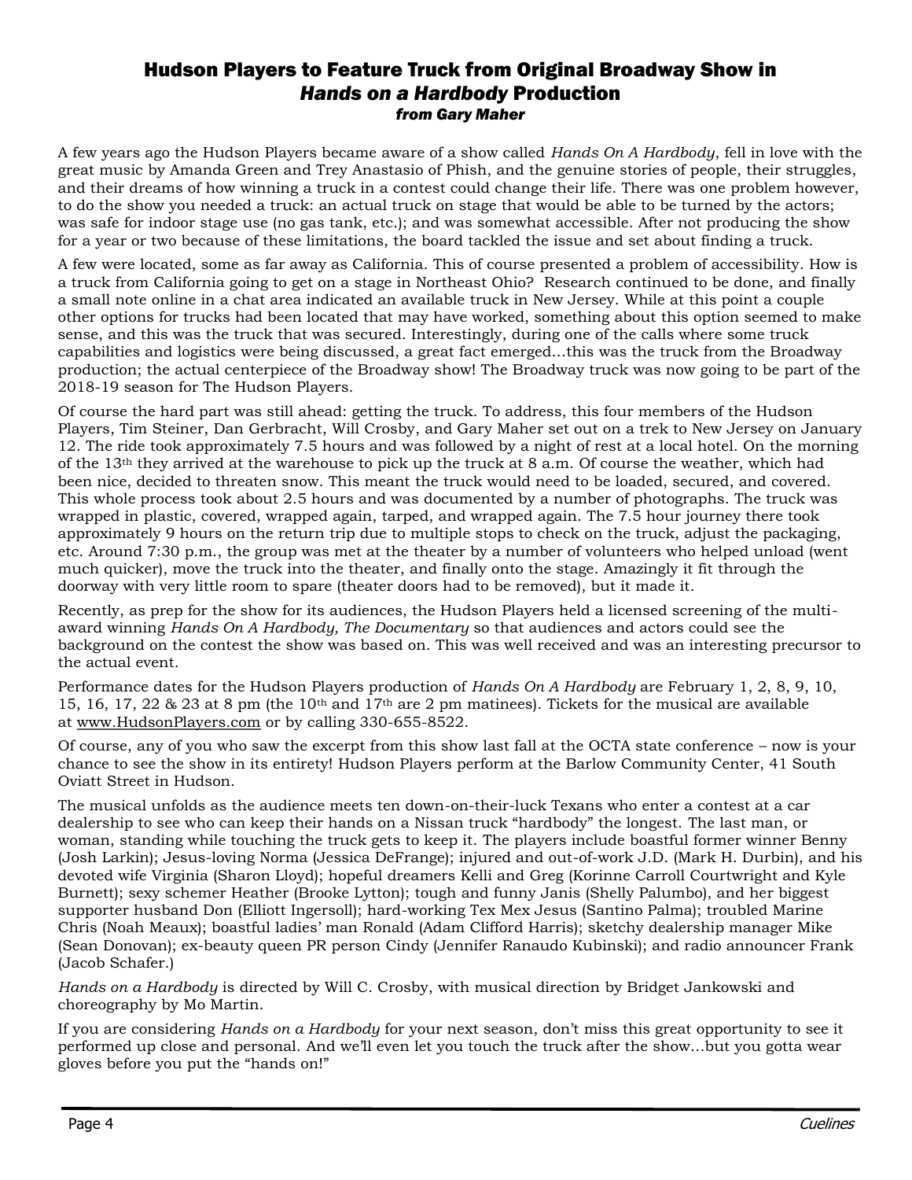## Hudson Players to Feature Truck from Original Broadway Show in *Hands on a Hardbody* Production

***from Gary Maher***

A few years ago the Hudson Players became aware of a show called *Hands On A Hardbody*, fell in love with the great music by Amanda Green and Trey Anastasio of Phish, and the genuine stories of people, their struggles, and their dreams of how winning a truck in a contest could change their life. There was one problem however, to do the show you needed a truck: an actual truck on stage that would be able to be turned by the actors; was safe for indoor stage use (no gas tank, etc.); and was somewhat accessible. After not producing the show for a year or two because of these limitations, the board tackled the issue and set about finding a truck.

A few were located, some as far away as California. This of course presented a problem of accessibility. How is a truck from California going to get on a stage in Northeast Ohio? Research continued to be done, and finally a small note online in a chat area indicated an available truck in New Jersey. While at this point a couple other options for trucks had been located that may have worked, something about this option seemed to make sense, and this was the truck that was secured. Interestingly, during one of the calls where some truck capabilities and logistics were being discussed, a great fact emerged…this was the truck from the Broadway production; the actual centerpiece of the Broadway show! The Broadway truck was now going to be part of the 2018-19 season for The Hudson Players.

Of course the hard part was still ahead: getting the truck. To address, this four members of the Hudson Players, Tim Steiner, Dan Gerbracht, Will Crosby, and Gary Maher set out on a trek to New Jersey on January 12. The ride took approximately 7.5 hours and was followed by a night of rest at a local hotel. On the morning of the 13th they arrived at the warehouse to pick up the truck at 8 a.m. Of course the weather, which had been nice, decided to threaten snow. This meant the truck would need to be loaded, secured, and covered. This whole process took about 2.5 hours and was documented by a number of photographs. The truck was wrapped in plastic, covered, wrapped again, tarped, and wrapped again. The 7.5 hour journey there took approximately 9 hours on the return trip due to multiple stops to check on the truck, adjust the packaging, etc. Around 7:30 p.m., the group was met at the theater by a number of volunteers who helped unload (went much quicker), move the truck into the theater, and finally onto the stage. Amazingly it fit through the doorway with very little room to spare (theater doors had to be removed), but it made it.

Recently, as prep for the show for its audiences, the Hudson Players held a licensed screening of the multi-award winning *Hands On A Hardbody, The Documentary* so that audiences and actors could see the background on the contest the show was based on. This was well received and was an interesting precursor to the actual event.

Performance dates for the Hudson Players production of *Hands On A Hardbody* are February 1, 2, 8, 9, 10, 15, 16, 17, 22 & 23 at 8 pm (the 10th and 17th are 2 pm matinees). Tickets for the musical are available at www.HudsonPlayers.com or by calling 330-655-8522.

Of course, any of you who saw the excerpt from this show last fall at the OCTA state conference – now is your chance to see the show in its entirety! Hudson Players perform at the Barlow Community Center, 41 South Oviatt Street in Hudson.

The musical unfolds as the audience meets ten down-on-their-luck Texans who enter a contest at a car dealership to see who can keep their hands on a Nissan truck "hardbody" the longest. The last man, or woman, standing while touching the truck gets to keep it. The players include boastful former winner Benny (Josh Larkin); Jesus-loving Norma (Jessica DeFrange); injured and out-of-work J.D. (Mark H. Durbin), and his devoted wife Virginia (Sharon Lloyd); hopeful dreamers Kelli and Greg (Korinne Carroll Courtwright and Kyle Burnett); sexy schemer Heather (Brooke Lytton); tough and funny Janis (Shelly Palumbo), and her biggest supporter husband Don (Elliott Ingersoll); hard-working Tex Mex Jesus (Santino Palma); troubled Marine Chris (Noah Meaux); boastful ladies' man Ronald (Adam Clifford Harris); sketchy dealership manager Mike (Sean Donovan); ex-beauty queen PR person Cindy (Jennifer Ranaudo Kubinski); and radio announcer Frank (Jacob Schafer.)

*Hands on a Hardbody* is directed by Will C. Crosby, with musical direction by Bridget Jankowski and choreography by Mo Martin.

If you are considering *Hands on a Hardbody* for your next season, don't miss this great opportunity to see it performed up close and personal. And we'll even let you touch the truck after the show…but you gotta wear gloves before you put the "hands on!"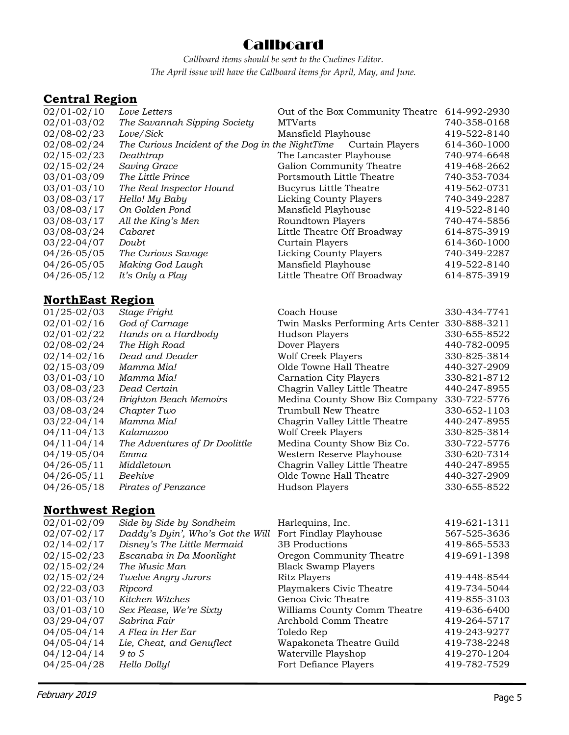# Callboard

*Callboard items should be sent to the Cuelines Editor.*
*The April issue will have the Callboard items for April, May, and June.*

## Central Region

| Dates | Show | Theatre | Phone |
|---|---|---|---|
| 02/01-02/10 | *Love Letters* | Out of the Box Community Theatre | 614-992-2930 |
| 02/01-03/02 | *The Savannah Sipping Society* | MTVarts | 740-358-0168 |
| 02/08-02/23 | *Love/Sick* | Mansfield Playhouse | 419-522-8140 |
| 02/08-02/24 | *The Curious Incident of the Dog in the NightTime* | Curtain Players | 614-360-1000 |
| 02/15-02/23 | *Deathtrap* | The Lancaster Playhouse | 740-974-6648 |
| 02/15-02/24 | *Saving Grace* | Galion Community Theatre | 419-468-2662 |
| 03/01-03/09 | *The Little Prince* | Portsmouth Little Theatre | 740-353-7034 |
| 03/01-03/10 | *The Real Inspector Hound* | Bucyrus Little Theatre | 419-562-0731 |
| 03/08-03/17 | *Hello! My Baby* | Licking County Players | 740-349-2287 |
| 03/08-03/17 | *On Golden Pond* | Mansfield Playhouse | 419-522-8140 |
| 03/08-03/17 | *All the King's Men* | Roundtown Players | 740-474-5856 |
| 03/08-03/24 | *Cabaret* | Little Theatre Off Broadway | 614-875-3919 |
| 03/22-04/07 | *Doubt* | Curtain Players | 614-360-1000 |
| 04/26-05/05 | *The Curious Savage* | Licking County Players | 740-349-2287 |
| 04/26-05/05 | *Making God Laugh* | Mansfield Playhouse | 419-522-8140 |
| 04/26-05/12 | *It's Only a Play* | Little Theatre Off Broadway | 614-875-3919 |

## NorthEast Region

| Dates | Show | Theatre | Phone |
|---|---|---|---|
| 01/25-02/03 | *Stage Fright* | Coach House | 330-434-7741 |
| 02/01-02/16 | *God of Carnage* | Twin Masks Performing Arts Center | 330-888-3211 |
| 02/01-02/22 | *Hands on a Hardbody* | Hudson Players | 330-655-8522 |
| 02/08-02/24 | *The High Road* | Dover Players | 440-782-0095 |
| 02/14-02/16 | *Dead and Deader* | Wolf Creek Players | 330-825-3814 |
| 02/15-03/09 | *Mamma Mia!* | Olde Towne Hall Theatre | 440-327-2909 |
| 03/01-03/10 | *Mamma Mia!* | Carnation City Players | 330-821-8712 |
| 03/08-03/23 | *Dead Certain* | Chagrin Valley Little Theatre | 440-247-8955 |
| 03/08-03/24 | *Brighton Beach Memoirs* | Medina County Show Biz Company | 330-722-5776 |
| 03/08-03/24 | *Chapter Two* | Trumbull New Theatre | 330-652-1103 |
| 03/22-04/14 | *Mamma Mia!* | Chagrin Valley Little Theatre | 440-247-8955 |
| 04/11-04/13 | *Kalamazoo* | Wolf Creek Players | 330-825-3814 |
| 04/11-04/14 | *The Adventures of Dr Doolittle* | Medina County Show Biz Co. | 330-722-5776 |
| 04/19-05/04 | *Emma* | Western Reserve Playhouse | 330-620-7314 |
| 04/26-05/11 | *Middletown* | Chagrin Valley Little Theatre | 440-247-8955 |
| 04/26-05/11 | *Beehive* | Olde Towne Hall Theatre | 440-327-2909 |
| 04/26-05/18 | *Pirates of Penzance* | Hudson Players | 330-655-8522 |

## Northwest Region

| Dates | Show | Theatre | Phone |
|---|---|---|---|
| 02/01-02/09 | *Side by Side by Sondheim* | Harlequins, Inc. | 419-621-1311 |
| 02/07-02/17 | *Daddy's Dyin', Who's Got the Will* | Fort Findlay Playhouse | 567-525-3636 |
| 02/14-02/17 | *Disney's The Little Mermaid* | 3B Productions | 419-865-5533 |
| 02/15-02/23 | *Escanaba in Da Moonlight* | Oregon Community Theatre | 419-691-1398 |
| 02/15-02/24 | *The Music Man* | Black Swamp Players | |
| 02/15-02/24 | *Twelve Angry Jurors* | Ritz Players | 419-448-8544 |
| 02/22-03/03 | *Ripcord* | Playmakers Civic Theatre | 419-734-5044 |
| 03/01-03/10 | *Kitchen Witches* | Genoa Civic Theatre | 419-855-3103 |
| 03/01-03/10 | *Sex Please, We're Sixty* | Williams County Comm Theatre | 419-636-6400 |
| 03/29-04/07 | *Sabrina Fair* | Archbold Comm Theatre | 419-264-5717 |
| 04/05-04/14 | *A Flea in Her Ear* | Toledo Rep | 419-243-9277 |
| 04/05-04/14 | *Lie, Cheat, and Genuflect* | Wapakoneta Theatre Guild | 419-738-2248 |
| 04/12-04/14 | *9 to 5* | Waterville Playshop | 419-270-1204 |
| 04/25-04/28 | *Hello Dolly!* | Fort Defiance Players | 419-782-7529 |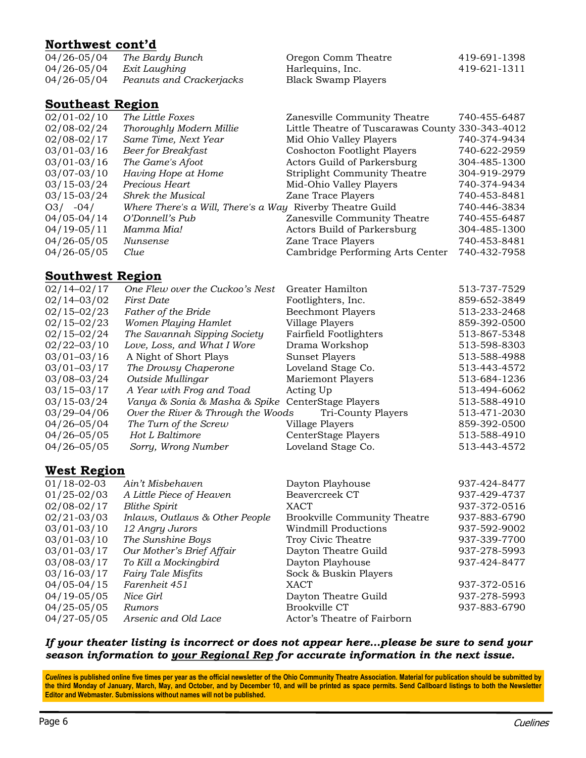## Northwest cont'd

| | | | |
|---|---|---|---|
| 04/26-05/04 | *The Bardy Bunch* | Oregon Comm Theatre | 419-691-1398 |
| 04/26-05/04 | *Exit Laughing* | Harlequins, Inc. | 419-621-1311 |
| 04/26-05/04 | *Peanuts and Crackerjacks* | Black Swamp Players | |

## Southeast Region

| | | | |
|---|---|---|---|
| 02/01-02/10 | *The Little Foxes* | Zanesville Community Theatre | 740-455-6487 |
| 02/08-02/24 | *Thoroughly Modern Millie* | Little Theatre of Tuscarawas County | 330-343-4012 |
| 02/08-02/17 | *Same Time, Next Year* | Mid Ohio Valley Players | 740-374-9434 |
| 03/01-03/16 | *Beer for Breakfast* | Coshocton Footlight Players | 740-622-2959 |
| 03/01-03/16 | *The Game's Afoot* | Actors Guild of Parkersburg | 304-485-1300 |
| 03/07-03/10 | *Having Hope at Home* | Striplight Community Theatre | 304-919-2979 |
| 03/15-03/24 | *Precious Heart* | Mid-Ohio Valley Players | 740-374-9434 |
| 03/15-03/24 | *Shrek the Musical* | Zane Trace Players | 740-453-8481 |
| O3/ -04/ | *Where There's a Will, There's a Way* | Riverby Theatre Guild | 740-446-3834 |
| 04/05-04/14 | *O'Donnell's Pub* | Zanesville Community Theatre | 740-455-6487 |
| 04/19-05/11 | *Mamma Mia!* | Actors Build of Parkersburg | 304-485-1300 |
| 04/26-05/05 | *Nunsense* | Zane Trace Players | 740-453-8481 |
| 04/26-05/05 | *Clue* | Cambridge Performing Arts Center | 740-432-7958 |

## Southwest Region

| | | | |
|---|---|---|---|
| 02/14–02/17 | *One Flew over the Cuckoo's Nest* | Greater Hamilton | 513-737-7529 |
| 02/14–03/02 | *First Date* | Footlighters, Inc. | 859-652-3849 |
| 02/15–02/23 | *Father of the Bride* | Beechmont Players | 513-233-2468 |
| 02/15–02/23 | *Women Playing Hamlet* | Village Players | 859-392-0500 |
| 02/15–02/24 | *The Savannah Sipping Society* | Fairfield Footlighters | 513-867-5348 |
| 02/22–03/10 | *Love, Loss, and What I Wore* | Drama Workshop | 513-598-8303 |
| 03/01–03/16 | A Night of Short Plays | Sunset Players | 513-588-4988 |
| 03/01–03/17 | *The Drowsy Chaperone* | Loveland Stage Co. | 513-443-4572 |
| 03/08–03/24 | *Outside Mullingar* | Mariemont Players | 513-684-1236 |
| 03/15–03/17 | *A Year with Frog and Toad* | Acting Up | 513-494-6062 |
| 03/15-03/24 | *Vanya & Sonia & Masha & Spike* | CenterStage Players | 513-588-4910 |
| 03/29–04/06 | *Over the River & Through the Woods* | Tri-County Players | 513-471-2030 |
| 04/26–05/04 | *The Turn of the Screw* | Village Players | 859-392-0500 |
| 04/26–05/05 | *Hot L Baltimore* | CenterStage Players | 513-588-4910 |
| 04/26–05/05 | *Sorry, Wrong Number* | Loveland Stage Co. | 513-443-4572 |

## West Region

| | | | |
|---|---|---|---|
| 01/18-02-03 | *Ain't Misbehaven* | Dayton Playhouse | 937-424-8477 |
| 01/25-02/03 | *A Little Piece of Heaven* | Beavercreek CT | 937-429-4737 |
| 02/08-02/17 | *Blithe Spirit* | XACT | 937-372-0516 |
| 02/21-03/03 | *Inlaws, Outlaws & Other People* | Brookville Community Theatre | 937-883-6790 |
| 03/01-03/10 | *12 Angry Jurors* | Windmill Productions | 937-592-9002 |
| 03/01-03/10 | *The Sunshine Boys* | Troy Civic Theatre | 937-339-7700 |
| 03/01-03/17 | *Our Mother's Brief Affair* | Dayton Theatre Guild | 937-278-5993 |
| 03/08-03/17 | *To Kill a Mockingbird* | Dayton Playhouse | 937-424-8477 |
| 03/16-03/17 | *Fairy Tale Misfits* | Sock & Buskin Players | |
| 04/05-04/15 | *Farenheit 451* | XACT | 937-372-0516 |
| 04/19-05/05 | *Nice Girl* | Dayton Theatre Guild | 937-278-5993 |
| 04/25-05/05 | *Rumors* | Brookville CT | 937-883-6790 |
| 04/27-05/05 | *Arsenic and Old Lace* | Actor's Theatre of Fairborn | |

***If your theater listing is incorrect or does not appear here...please be sure to send your season information to your Regional Rep for accurate information in the next issue.***

***Cuelines* is published online five times per year as the official newsletter of the Ohio Community Theatre Association. Material for publication should be submitted by the third Monday of January, March, May, and October, and by December 10, and will be printed as space permits. Send Callboard listings to both the Newsletter Editor and Webmaster. Submissions without names will not be published.**